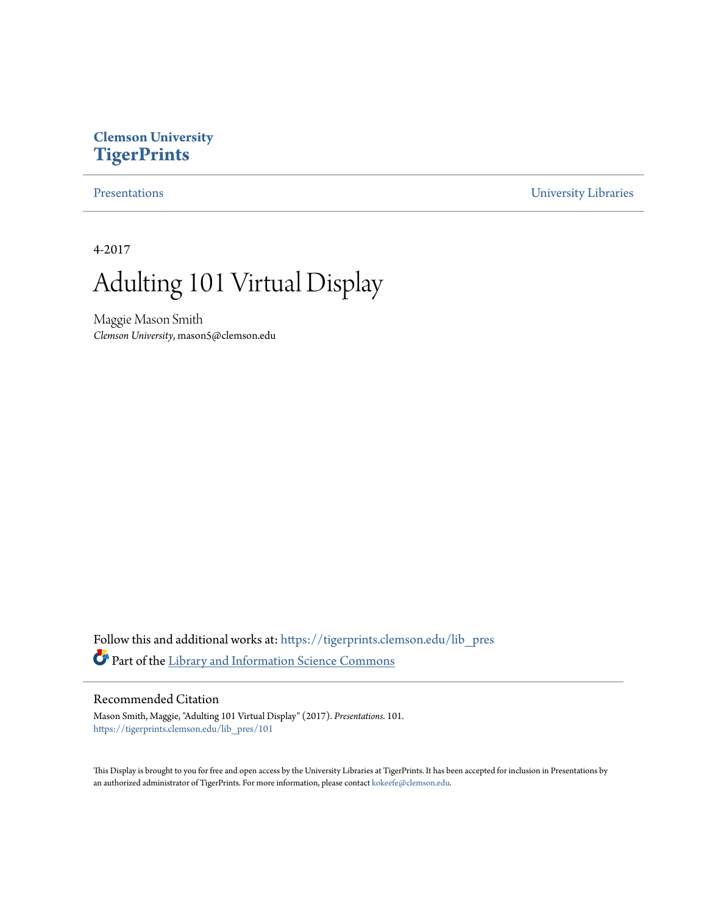Clemson University
**TigerPrints**

Presentations | University Libraries

4-2017

# Adulting 101 Virtual Display

Maggie Mason Smith
*Clemson University*, mason5@clemson.edu

Follow this and additional works at: https://tigerprints.clemson.edu/lib_pres

Part of the Library and Information Science Commons

## Recommended Citation

Mason Smith, Maggie, "Adulting 101 Virtual Display" (2017). *Presentations*. 101.
https://tigerprints.clemson.edu/lib_pres/101

This Display is brought to you for free and open access by the University Libraries at TigerPrints. It has been accepted for inclusion in Presentations by an authorized administrator of TigerPrints. For more information, please contact kokeefe@clemson.edu.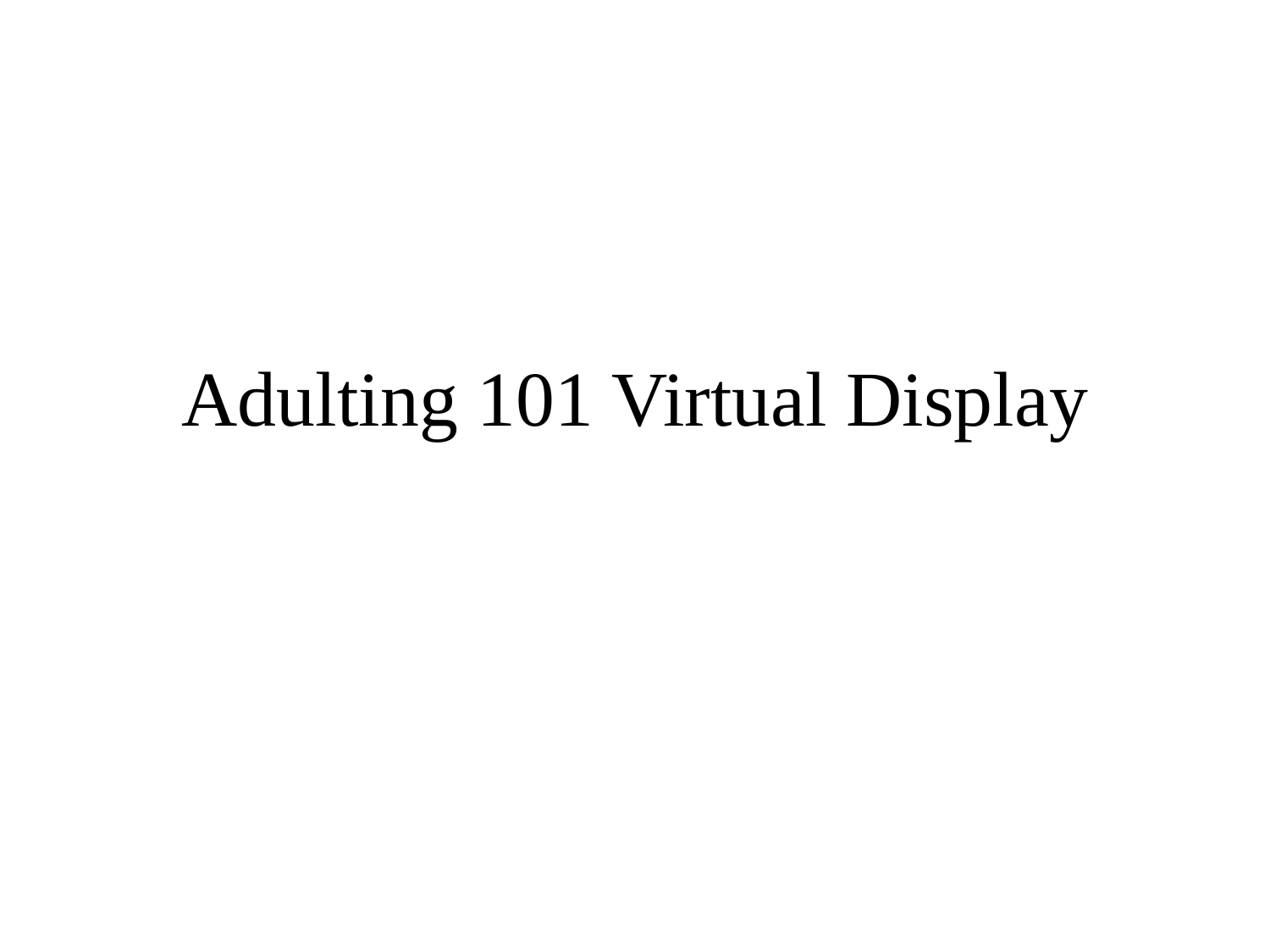# Adulting 101 Virtual Display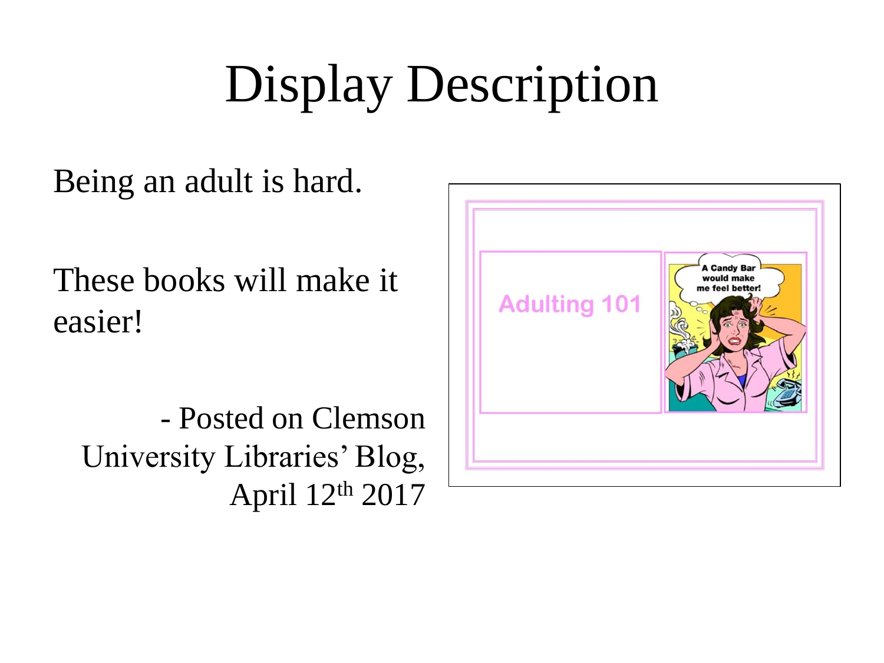# Display Description

Being an adult is hard.

These books will make it easier!

- Posted on Clemson University Libraries' Blog, April 12th 2017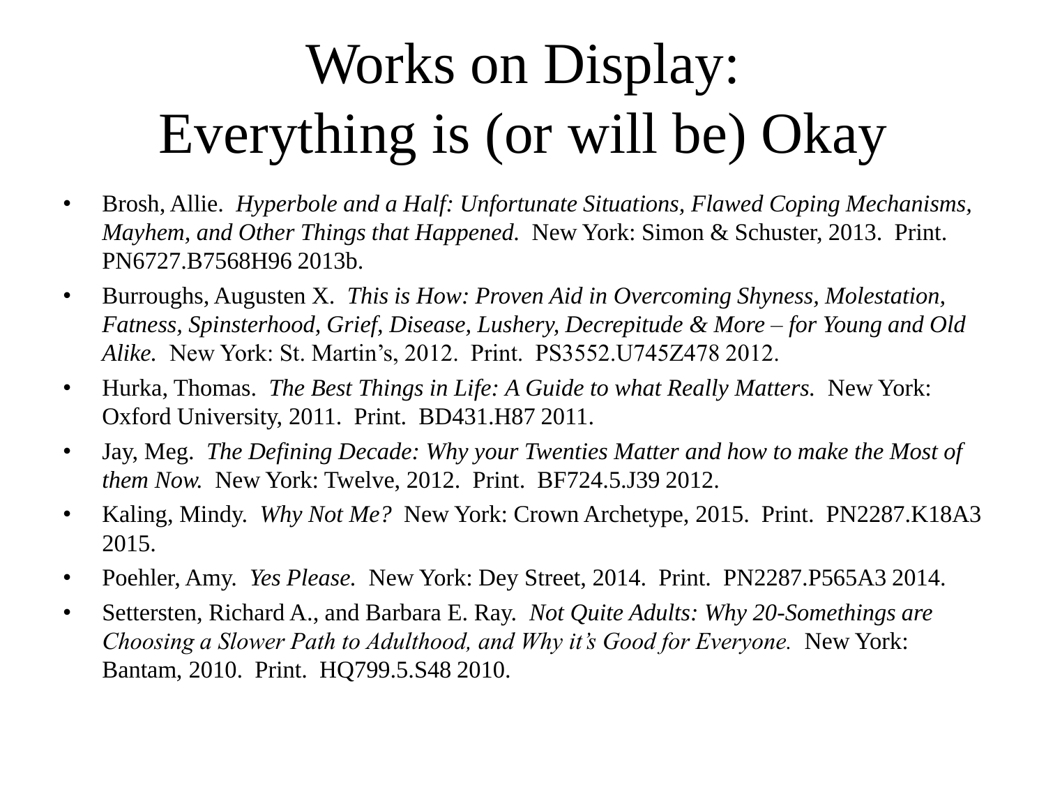# Works on Display: Everything is (or will be) Okay

- Brosh, Allie. *Hyperbole and a Half: Unfortunate Situations, Flawed Coping Mechanisms, Mayhem, and Other Things that Happened.* New York: Simon & Schuster, 2013. Print. PN6727.B7568H96 2013b.
- Burroughs, Augusten X. *This is How: Proven Aid in Overcoming Shyness, Molestation, Fatness, Spinsterhood, Grief, Disease, Lushery, Decrepitude & More – for Young and Old Alike.* New York: St. Martin's, 2012. Print. PS3552.U745Z478 2012.
- Hurka, Thomas. *The Best Things in Life: A Guide to what Really Matters.* New York: Oxford University, 2011. Print. BD431.H87 2011.
- Jay, Meg. *The Defining Decade: Why your Twenties Matter and how to make the Most of them Now.* New York: Twelve, 2012. Print. BF724.5.J39 2012.
- Kaling, Mindy. *Why Not Me?* New York: Crown Archetype, 2015. Print. PN2287.K18A3 2015.
- Poehler, Amy. *Yes Please.* New York: Dey Street, 2014. Print. PN2287.P565A3 2014.
- Settersten, Richard A., and Barbara E. Ray. *Not Quite Adults: Why 20-Somethings are Choosing a Slower Path to Adulthood, and Why it's Good for Everyone.* New York: Bantam, 2010. Print. HQ799.5.S48 2010.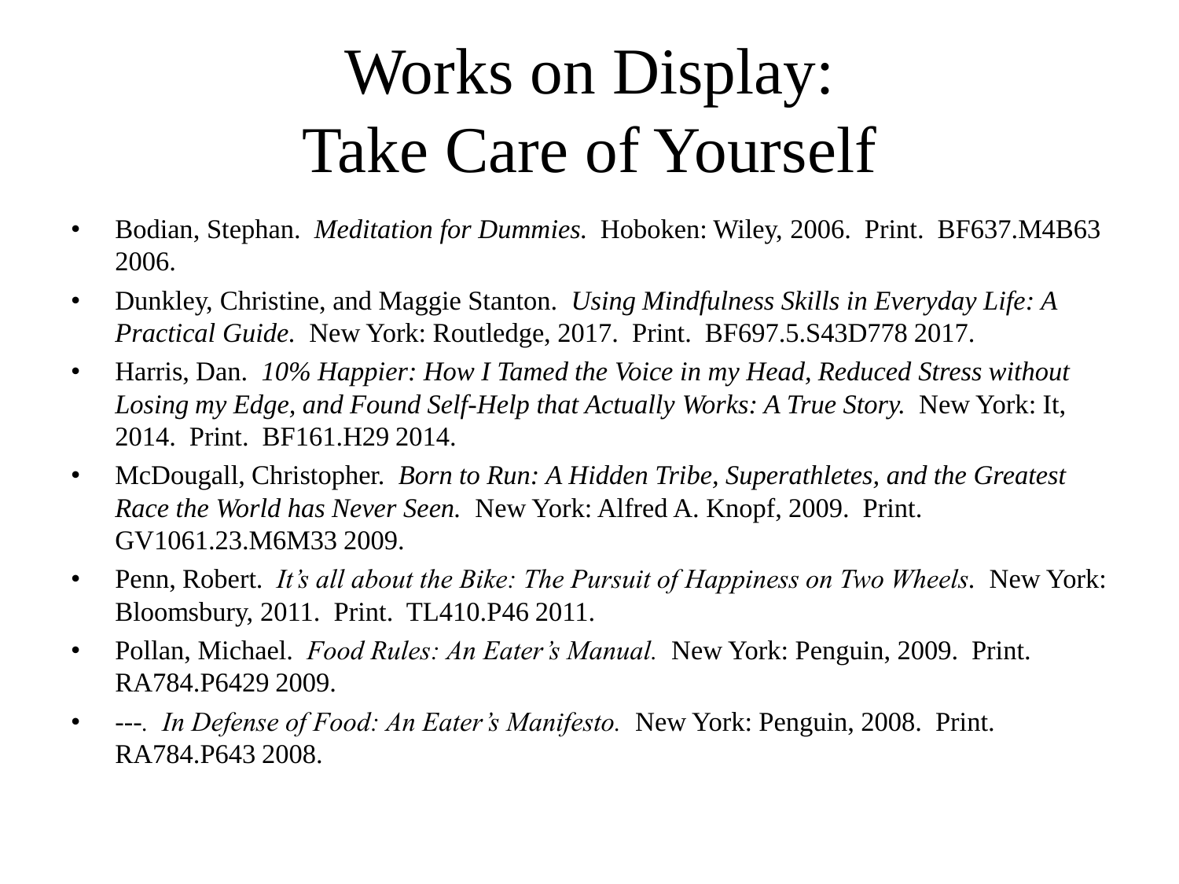# Works on Display: Take Care of Yourself

- Bodian, Stephan. *Meditation for Dummies.* Hoboken: Wiley, 2006. Print. BF637.M4B63 2006.
- Dunkley, Christine, and Maggie Stanton. *Using Mindfulness Skills in Everyday Life: A Practical Guide.* New York: Routledge, 2017. Print. BF697.5.S43D778 2017.
- Harris, Dan. *10% Happier: How I Tamed the Voice in my Head, Reduced Stress without Losing my Edge, and Found Self-Help that Actually Works: A True Story.* New York: It, 2014. Print. BF161.H29 2014.
- McDougall, Christopher. *Born to Run: A Hidden Tribe, Superathletes, and the Greatest Race the World has Never Seen.* New York: Alfred A. Knopf, 2009. Print. GV1061.23.M6M33 2009.
- Penn, Robert. *It's all about the Bike: The Pursuit of Happiness on Two Wheels.* New York: Bloomsbury, 2011. Print. TL410.P46 2011.
- Pollan, Michael. *Food Rules: An Eater's Manual.* New York: Penguin, 2009. Print. RA784.P6429 2009.
- ---. *In Defense of Food: An Eater's Manifesto.* New York: Penguin, 2008. Print. RA784.P643 2008.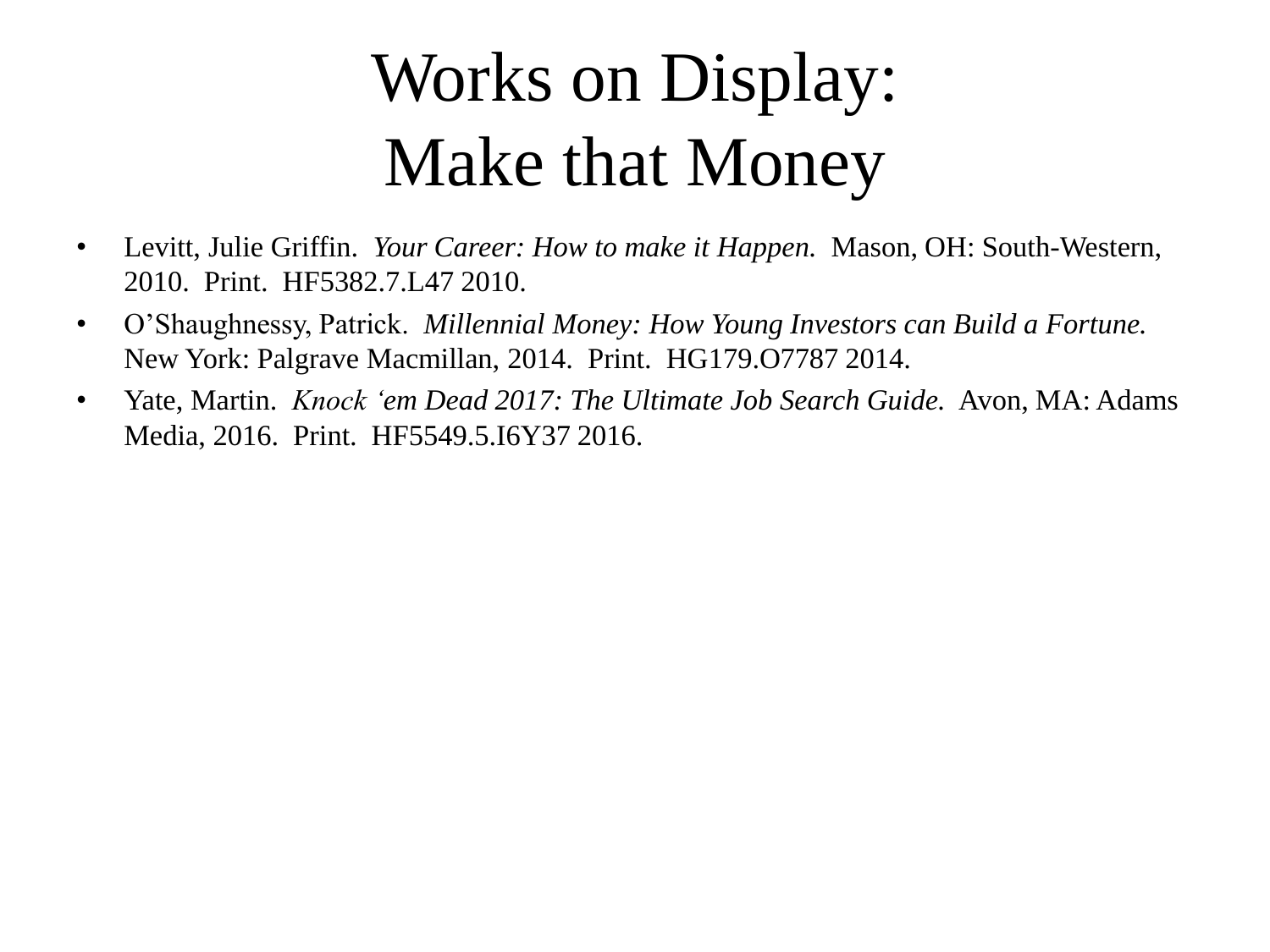# Works on Display:
# Make that Money

- Levitt, Julie Griffin. *Your Career: How to make it Happen.* Mason, OH: South-Western, 2010. Print. HF5382.7.L47 2010.
- O'Shaughnessy, Patrick. *Millennial Money: How Young Investors can Build a Fortune.* New York: Palgrave Macmillan, 2014. Print. HG179.O7787 2014.
- Yate, Martin. *Knock 'em Dead 2017: The Ultimate Job Search Guide.* Avon, MA: Adams Media, 2016. Print. HF5549.5.I6Y37 2016.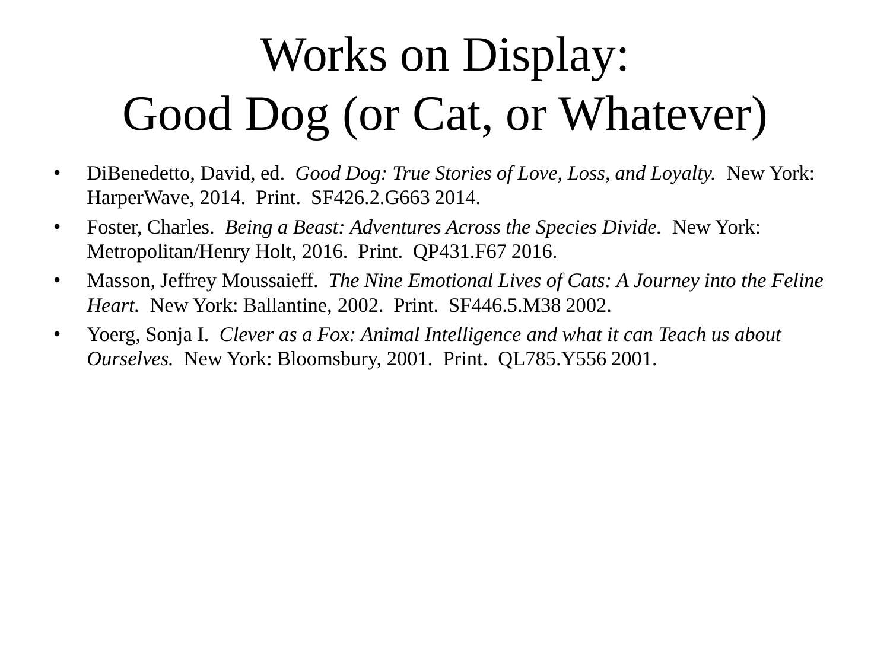# Works on Display:
# Good Dog (or Cat, or Whatever)

- DiBenedetto, David, ed. *Good Dog: True Stories of Love, Loss, and Loyalty.* New York: HarperWave, 2014. Print. SF426.2.G663 2014.
- Foster, Charles. *Being a Beast: Adventures Across the Species Divide.* New York: Metropolitan/Henry Holt, 2016. Print. QP431.F67 2016.
- Masson, Jeffrey Moussaieff. *The Nine Emotional Lives of Cats: A Journey into the Feline Heart.* New York: Ballantine, 2002. Print. SF446.5.M38 2002.
- Yoerg, Sonja I. *Clever as a Fox: Animal Intelligence and what it can Teach us about Ourselves.* New York: Bloomsbury, 2001. Print. QL785.Y556 2001.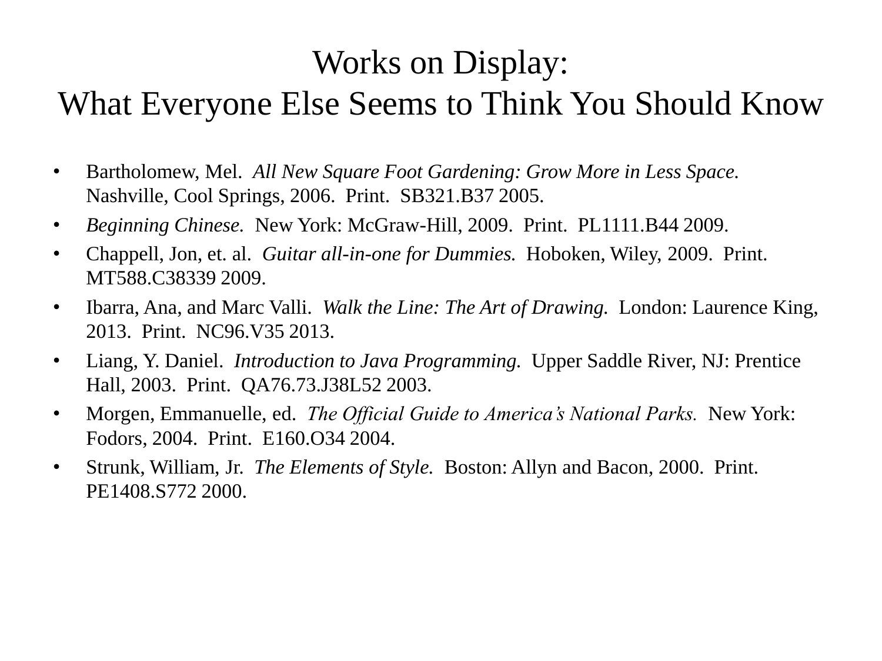# Works on Display:
# What Everyone Else Seems to Think You Should Know

- Bartholomew, Mel. *All New Square Foot Gardening: Grow More in Less Space.* Nashville, Cool Springs, 2006. Print. SB321.B37 2005.
- *Beginning Chinese.* New York: McGraw-Hill, 2009. Print. PL1111.B44 2009.
- Chappell, Jon, et. al. *Guitar all-in-one for Dummies.* Hoboken, Wiley, 2009. Print. MT588.C38339 2009.
- Ibarra, Ana, and Marc Valli. *Walk the Line: The Art of Drawing.* London: Laurence King, 2013. Print. NC96.V35 2013.
- Liang, Y. Daniel. *Introduction to Java Programming.* Upper Saddle River, NJ: Prentice Hall, 2003. Print. QA76.73.J38L52 2003.
- Morgen, Emmanuelle, ed. *The Official Guide to America's National Parks.* New York: Fodors, 2004. Print. E160.O34 2004.
- Strunk, William, Jr. *The Elements of Style.* Boston: Allyn and Bacon, 2000. Print. PE1408.S772 2000.